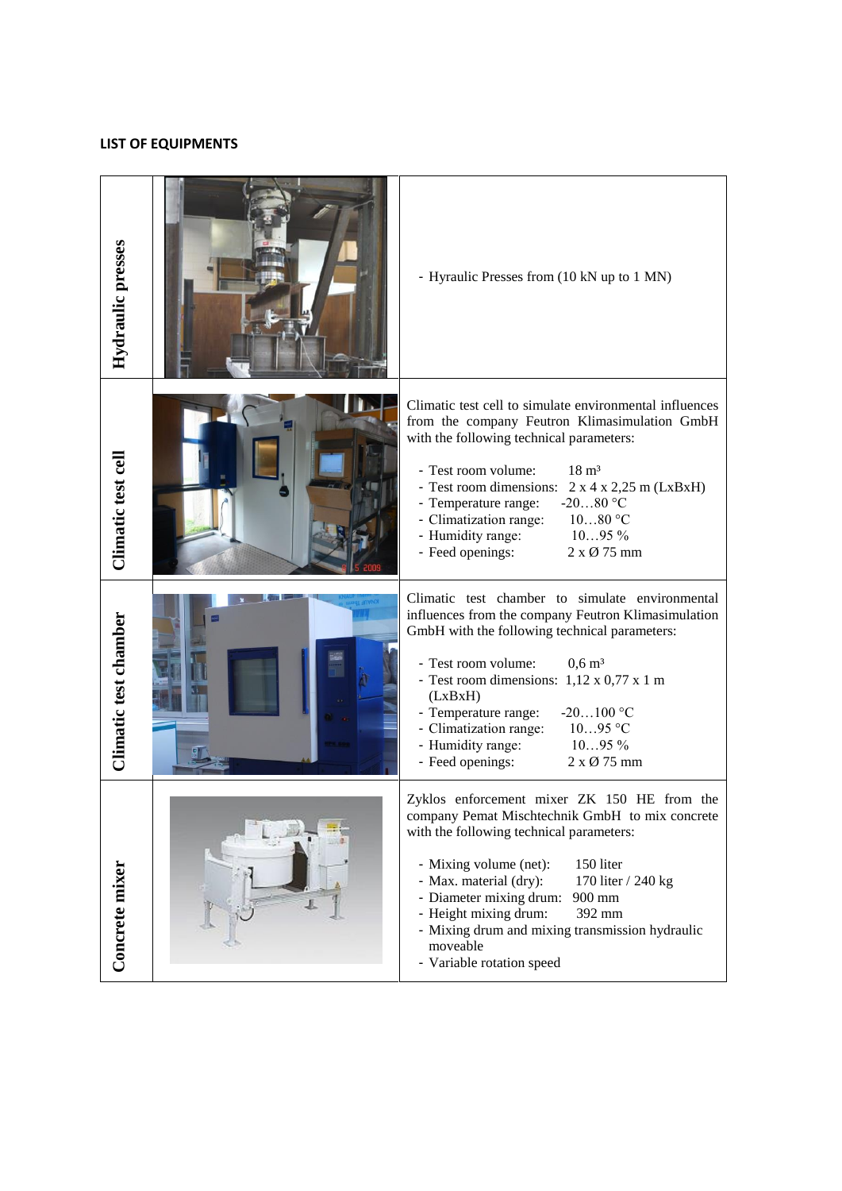**LIST OF EQUIPMENTS**

| Equipment | Image | Description |
|---|---|---|
| Hydraulic presses | | - Hyraulic Presses from (10 kN up to 1 MN) |
| Climatic test cell | | Climatic test cell to simulate environmental influences from the company Feutron Klimasimulation GmbH with the following technical parameters:<br><br>- Test room volume: 18 m³<br>- Test room dimensions: 2 x 4 x 2,25 m (LxBxH)<br>- Temperature range: -20…80 °C<br>- Climatization range: 10…80 °C<br>- Humidity range: 10…95 %<br>- Feed openings: 2 x Ø 75 mm |
| Climatic test chamber | | Climatic test chamber to simulate environmental influences from the company Feutron Klimasimulation GmbH with the following technical parameters:<br><br>- Test room volume: 0,6 m³<br>- Test room dimensions: 1,12 x 0,77 x 1 m (LxBxH)<br>- Temperature range: -20…100 °C<br>- Climatization range: 10…95 °C<br>- Humidity range: 10…95 %<br>- Feed openings: 2 x Ø 75 mm |
| Concrete mixer | | Zyklos enforcement mixer ZK 150 HE from the company Pemat Mischtechnik GmbH to mix concrete with the following technical parameters:<br><br>- Mixing volume (net): 150 liter<br>- Max. material (dry): 170 liter / 240 kg<br>- Diameter mixing drum: 900 mm<br>- Height mixing drum: 392 mm<br>- Mixing drum and mixing transmission hydraulic moveable<br>- Variable rotation speed |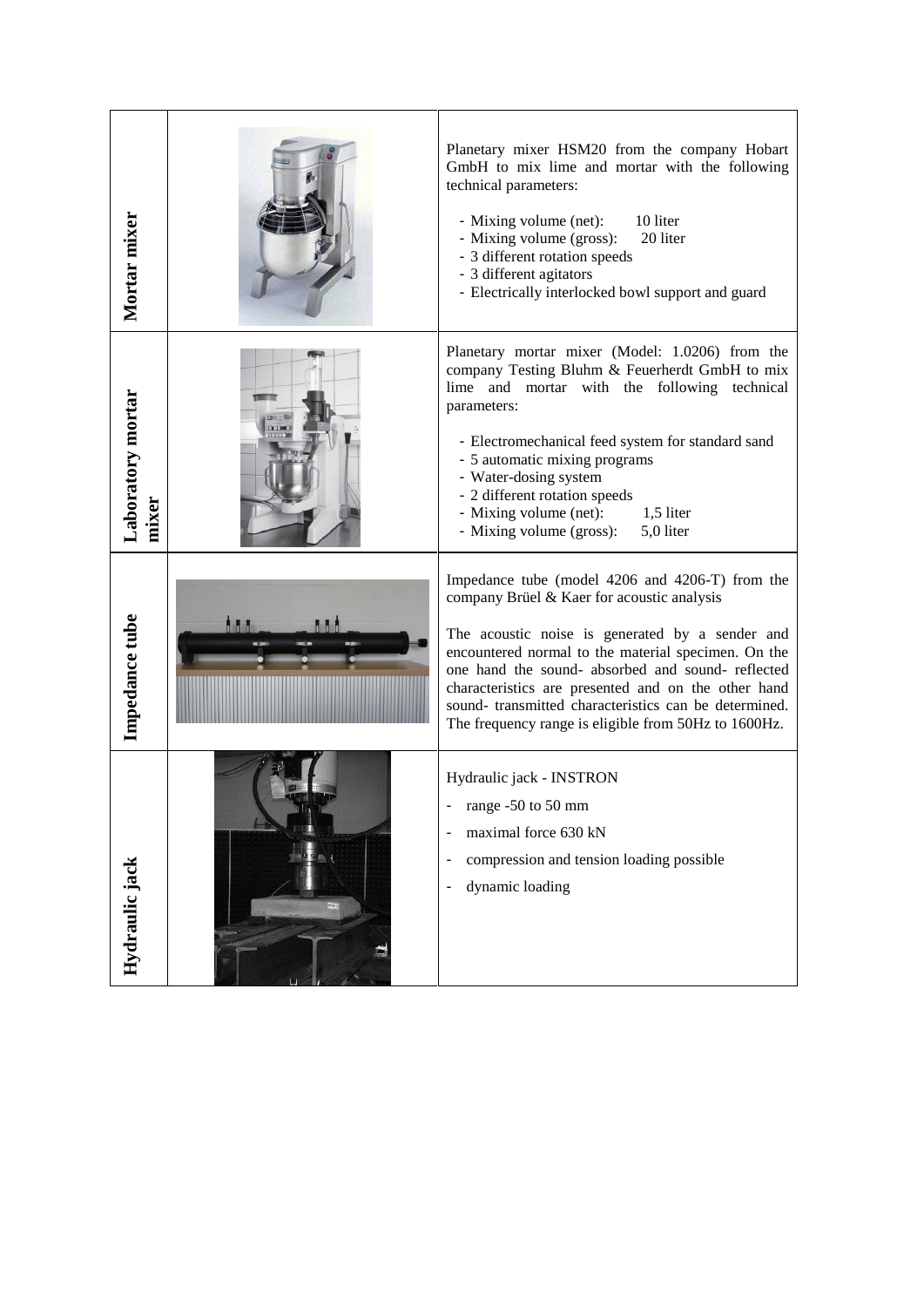| | | |
|---|---|---|
| **Mortar mixer** | | Planetary mixer HSM20 from the company Hobart GmbH to mix lime and mortar with the following technical parameters:<br><br>- Mixing volume (net): 10 liter<br>- Mixing volume (gross): 20 liter<br>- 3 different rotation speeds<br>- 3 different agitators<br>- Electrically interlocked bowl support and guard |
| **Laboratory mortar mixer** | | Planetary mortar mixer (Model: 1.0206) from the company Testing Bluhm & Feuerherdt GmbH to mix lime and mortar with the following technical parameters:<br><br>- Electromechanical feed system for standard sand<br>- 5 automatic mixing programs<br>- Water-dosing system<br>- 2 different rotation speeds<br>- Mixing volume (net): 1,5 liter<br>- Mixing volume (gross): 5,0 liter |
| **Impedance tube** | | Impedance tube (model 4206 and 4206-T) from the company Brüel & Kaer for acoustic analysis<br><br>The acoustic noise is generated by a sender and encountered normal to the material specimen. On the one hand the sound- absorbed and sound- reflected characteristics are presented and on the other hand sound- transmitted characteristics can be determined. The frequency range is eligible from 50Hz to 1600Hz. |
| **Hydraulic jack** | | Hydraulic jack - INSTRON<br><br>- range -50 to 50 mm<br>- maximal force 630 kN<br>- compression and tension loading possible<br>- dynamic loading |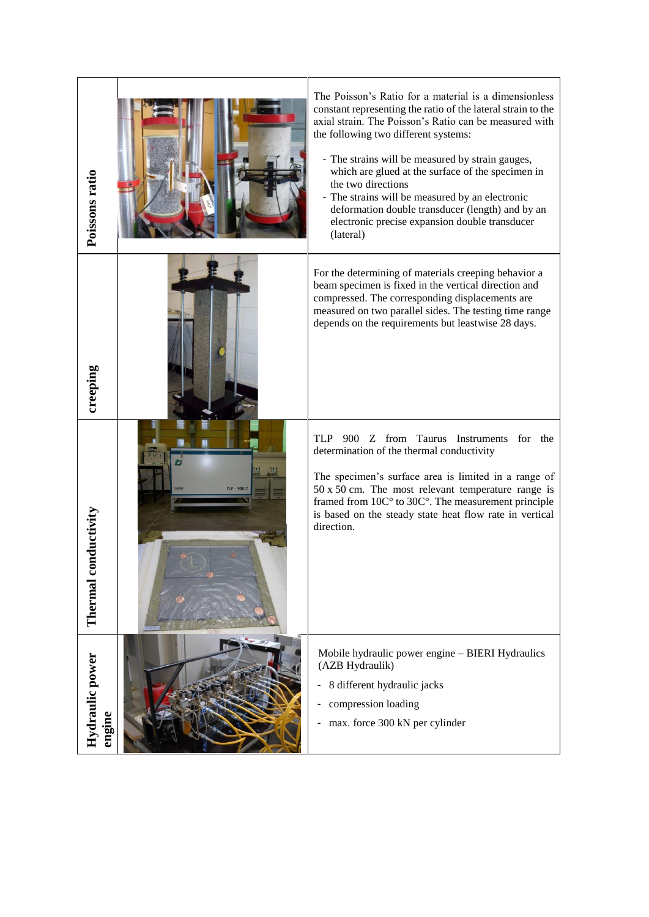| | | |
|---|---|---|
| **Poissons ratio** | | The Poisson's Ratio for a material is a dimensionless constant representing the ratio of the lateral strain to the axial strain. The Poisson's Ratio can be measured with the following two different systems:<br>- The strains will be measured by strain gauges, which are glued at the surface of the specimen in the two directions<br>- The strains will be measured by an electronic deformation double transducer (length) and by an electronic precise expansion double transducer (lateral) |
| **creeping** | | For the determining of materials creeping behavior a beam specimen is fixed in the vertical direction and compressed. The corresponding displacements are measured on two parallel sides. The testing time range depends on the requirements but leastwise 28 days. |
| **Thermal conductivity** | | TLP 900 Z from Taurus Instruments for the determination of the thermal conductivity<br><br>The specimen's surface area is limited in a range of 50 x 50 cm. The most relevant temperature range is framed from 10C° to 30C°. The measurement principle is based on the steady state heat flow rate in vertical direction. |
| **Hydraulic power engine** | | Mobile hydraulic power engine – BIERI Hydraulics (AZB Hydraulik)<br>- 8 different hydraulic jacks<br>- compression loading<br>- max. force 300 kN per cylinder |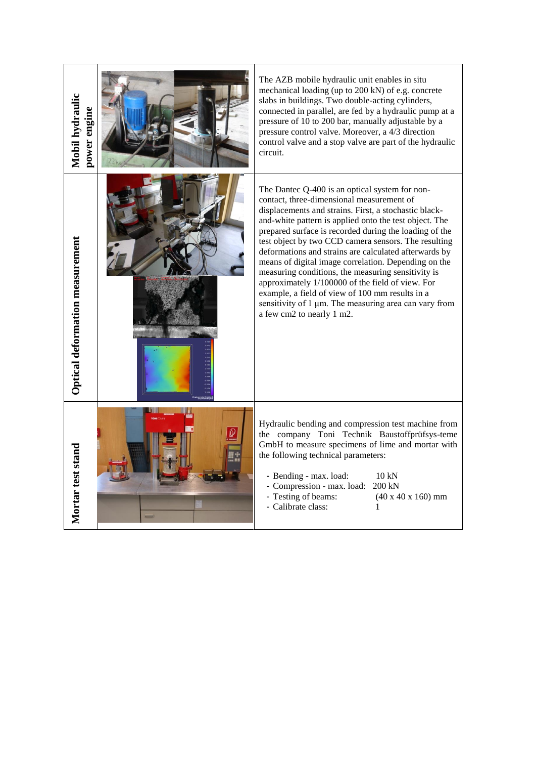| | | |
|---|---|---|
| **Mobil hydraulic power engine** | | The AZB mobile hydraulic unit enables in situ mechanical loading (up to 200 kN) of e.g. concrete slabs in buildings. Two double-acting cylinders, connected in parallel, are fed by a hydraulic pump at a pressure of 10 to 200 bar, manually adjustable by a pressure control valve. Moreover, a 4/3 direction control valve and a stop valve are part of the hydraulic circuit. |
| **Optical deformation measurement** | | The Dantec Q-400 is an optical system for non-contact, three-dimensional measurement of displacements and strains. First, a stochastic black-and-white pattern is applied onto the test object. The prepared surface is recorded during the loading of the test object by two CCD camera sensors. The resulting deformations and strains are calculated afterwards by means of digital image correlation. Depending on the measuring conditions, the measuring sensitivity is approximately 1/100000 of the field of view. For example, a field of view of 100 mm results in a sensitivity of 1 µm. The measuring area can vary from a few cm2 to nearly 1 m2. |
| **Mortar test stand** | | Hydraulic bending and compression test machine from the company Toni Technik Baustoffprüfsys-teme GmbH to measure specimens of lime and mortar with the following technical parameters:<br><br>- Bending - max. load: 10 kN<br>- Compression - max. load: 200 kN<br>- Testing of beams: (40 x 40 x 160) mm<br>- Calibrate class: 1 |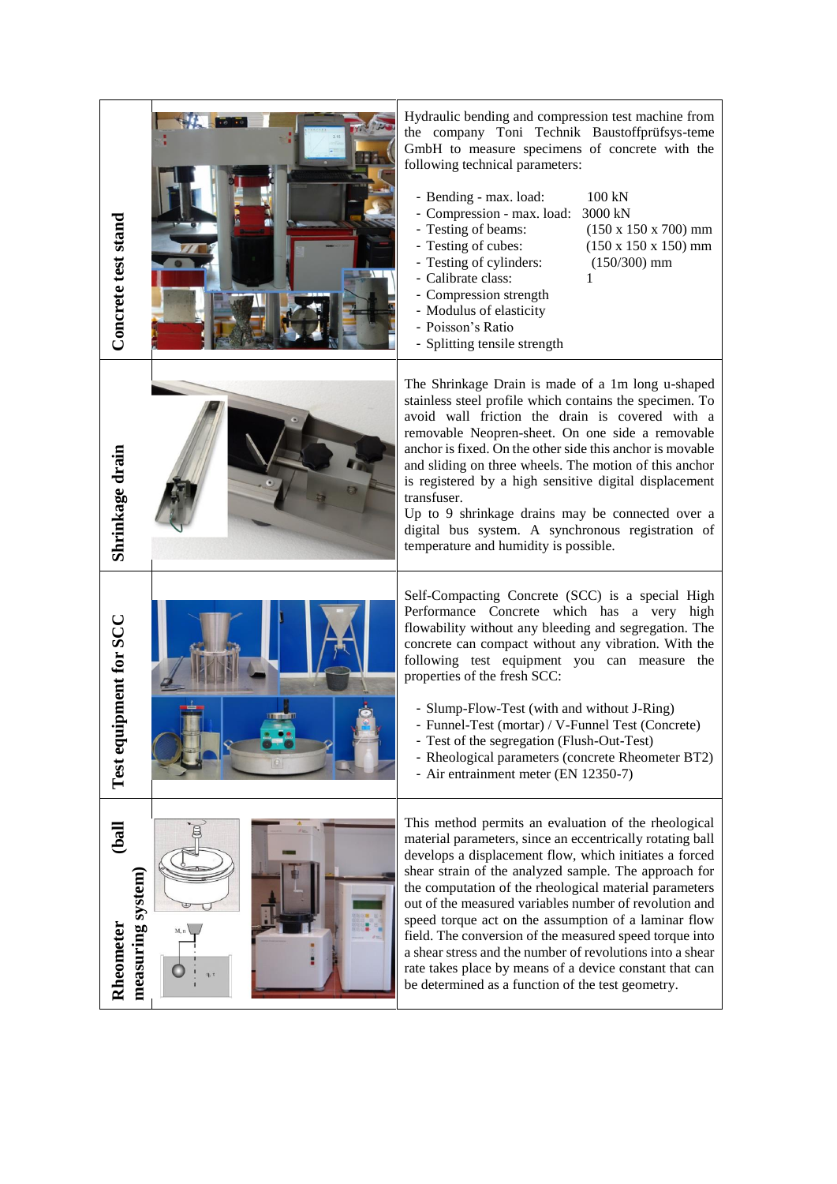| | | |
|---|---|---|
| **Concrete test stand** | | Hydraulic bending and compression test machine from the company Toni Technik Baustoffprüfsys-teme GmbH to measure specimens of concrete with the following technical parameters:<br><br>- Bending - max. load: 100 kN<br>- Compression - max. load: 3000 kN<br>- Testing of beams: (150 x 150 x 700) mm<br>- Testing of cubes: (150 x 150 x 150) mm<br>- Testing of cylinders: (150/300) mm<br>- Calibrate class: 1<br>- Compression strength<br>- Modulus of elasticity<br>- Poisson's Ratio<br>- Splitting tensile strength |
| **Shrinkage drain** | | The Shrinkage Drain is made of a 1m long u-shaped stainless steel profile which contains the specimen. To avoid wall friction the drain is covered with a removable Neopren-sheet. On one side a removable anchor is fixed. On the other side this anchor is movable and sliding on three wheels. The motion of this anchor is registered by a high sensitive digital displacement transfuser.<br>Up to 9 shrinkage drains may be connected over a digital bus system. A synchronous registration of temperature and humidity is possible. |
| **Test equipment for SCC** | | Self-Compacting Concrete (SCC) is a special High Performance Concrete which has a very high flowability without any bleeding and segregation. The concrete can compact without any vibration. With the following test equipment you can measure the properties of the fresh SCC:<br><br>- Slump-Flow-Test (with and without J-Ring)<br>- Funnel-Test (mortar) / V-Funnel Test (Concrete)<br>- Test of the segregation (Flush-Out-Test)<br>- Rheological parameters (concrete Rheometer BT2)<br>- Air entrainment meter (EN 12350-7) |
| **Rheometer (ball measuring system)** | | This method permits an evaluation of the rheological material parameters, since an eccentrically rotating ball develops a displacement flow, which initiates a forced shear strain of the analyzed sample. The approach for the computation of the rheological material parameters out of the measured variables number of revolution and speed torque act on the assumption of a laminar flow field. The conversion of the measured speed torque into a shear stress and the number of revolutions into a shear rate takes place by means of a device constant that can be determined as a function of the test geometry. |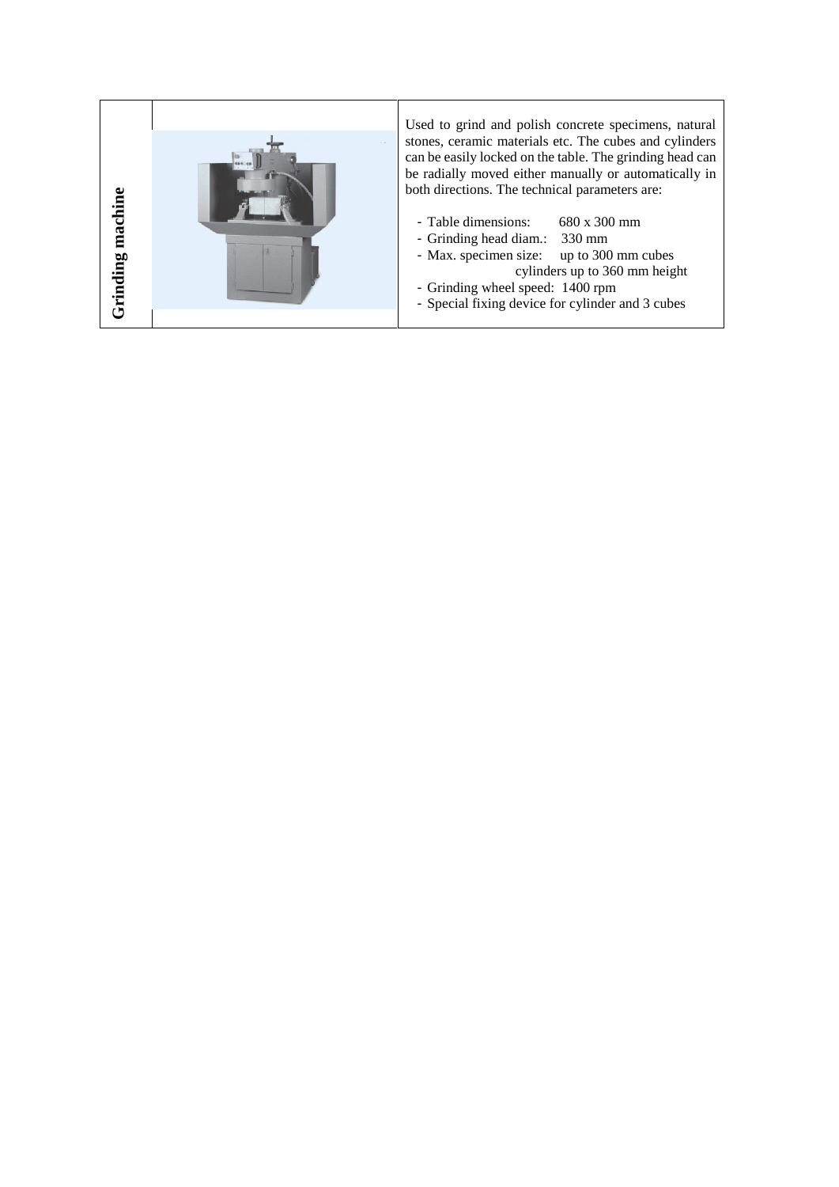| | | |
|---|---|---|
| **Grinding machine** | | Used to grind and polish concrete specimens, natural stones, ceramic materials etc. The cubes and cylinders can be easily locked on the table. The grinding head can be radially moved either manually or automatically in both directions. The technical parameters are:<br><br>- Table dimensions: 680 x 300 mm<br>- Grinding head diam.: 330 mm<br>- Max. specimen size: up to 300 mm cubes<br>cylinders up to 360 mm height<br>- Grinding wheel speed: 1400 rpm<br>- Special fixing device for cylinder and 3 cubes |